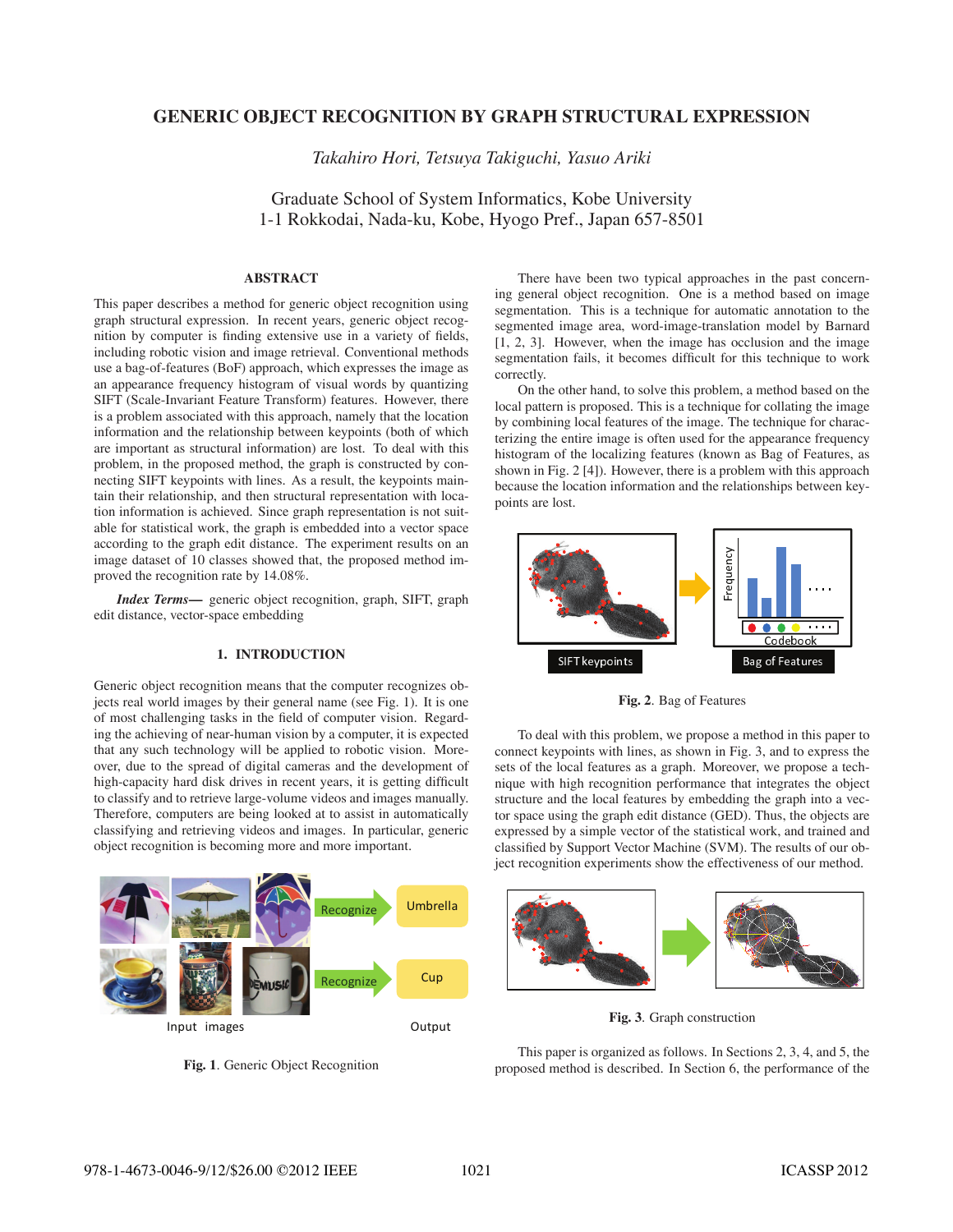# GENERIC OBJECT RECOGNITION BY GRAPH STRUCTURAL EXPRESSION

*Takahiro Hori, Tetsuya Takiguchi, Yasuo Ariki*

Graduate School of System Informatics, Kobe University
1-1 Rokkodai, Nada-ku, Kobe, Hyogo Pref., Japan 657-8501

## ABSTRACT

This paper describes a method for generic object recognition using graph structural expression. In recent years, generic object recognition by computer is finding extensive use in a variety of fields, including robotic vision and image retrieval. Conventional methods use a bag-of-features (BoF) approach, which expresses the image as an appearance frequency histogram of visual words by quantizing SIFT (Scale-Invariant Feature Transform) features. However, there is a problem associated with this approach, namely that the location information and the relationship between keypoints (both of which are important as structural information) are lost. To deal with this problem, in the proposed method, the graph is constructed by connecting SIFT keypoints with lines. As a result, the keypoints maintain their relationship, and then structural representation with location information is achieved. Since graph representation is not suitable for statistical work, the graph is embedded into a vector space according to the graph edit distance. The experiment results on an image dataset of 10 classes showed that, the proposed method improved the recognition rate by 14.08%.

***Index Terms***— generic object recognition, graph, SIFT, graph edit distance, vector-space embedding

## 1. INTRODUCTION

Generic object recognition means that the computer recognizes objects real world images by their general name (see Fig. 1). It is one of most challenging tasks in the field of computer vision. Regarding the achieving of near-human vision by a computer, it is expected that any such technology will be applied to robotic vision. Moreover, due to the spread of digital cameras and the development of high-capacity hard disk drives in recent years, it is getting difficult to classify and to retrieve large-volume videos and images manually. Therefore, computers are being looked at to assist in automatically classifying and retrieving videos and images. In particular, generic object recognition is becoming more and more important.

**Fig. 1**. Generic Object Recognition

There have been two typical approaches in the past concerning general object recognition. One is a method based on image segmentation. This is a technique for automatic annotation to the segmented image area, word-image-translation model by Barnard [1, 2, 3]. However, when the image has occlusion and the image segmentation fails, it becomes difficult for this technique to work correctly.

On the other hand, to solve this problem, a method based on the local pattern is proposed. This is a technique for collating the image by combining local features of the image. The technique for characterizing the entire image is often used for the appearance frequency histogram of the localizing features (known as Bag of Features, as shown in Fig. 2 [4]). However, there is a problem with this approach because the location information and the relationships between keypoints are lost.

**Fig. 2**. Bag of Features

To deal with this problem, we propose a method in this paper to connect keypoints with lines, as shown in Fig. 3, and to express the sets of the local features as a graph. Moreover, we propose a technique with high recognition performance that integrates the object structure and the local features by embedding the graph into a vector space using the graph edit distance (GED). Thus, the objects are expressed by a simple vector of the statistical work, and trained and classified by Support Vector Machine (SVM). The results of our object recognition experiments show the effectiveness of our method.

**Fig. 3**. Graph construction

This paper is organized as follows. In Sections 2, 3, 4, and 5, the proposed method is described. In Section 6, the performance of the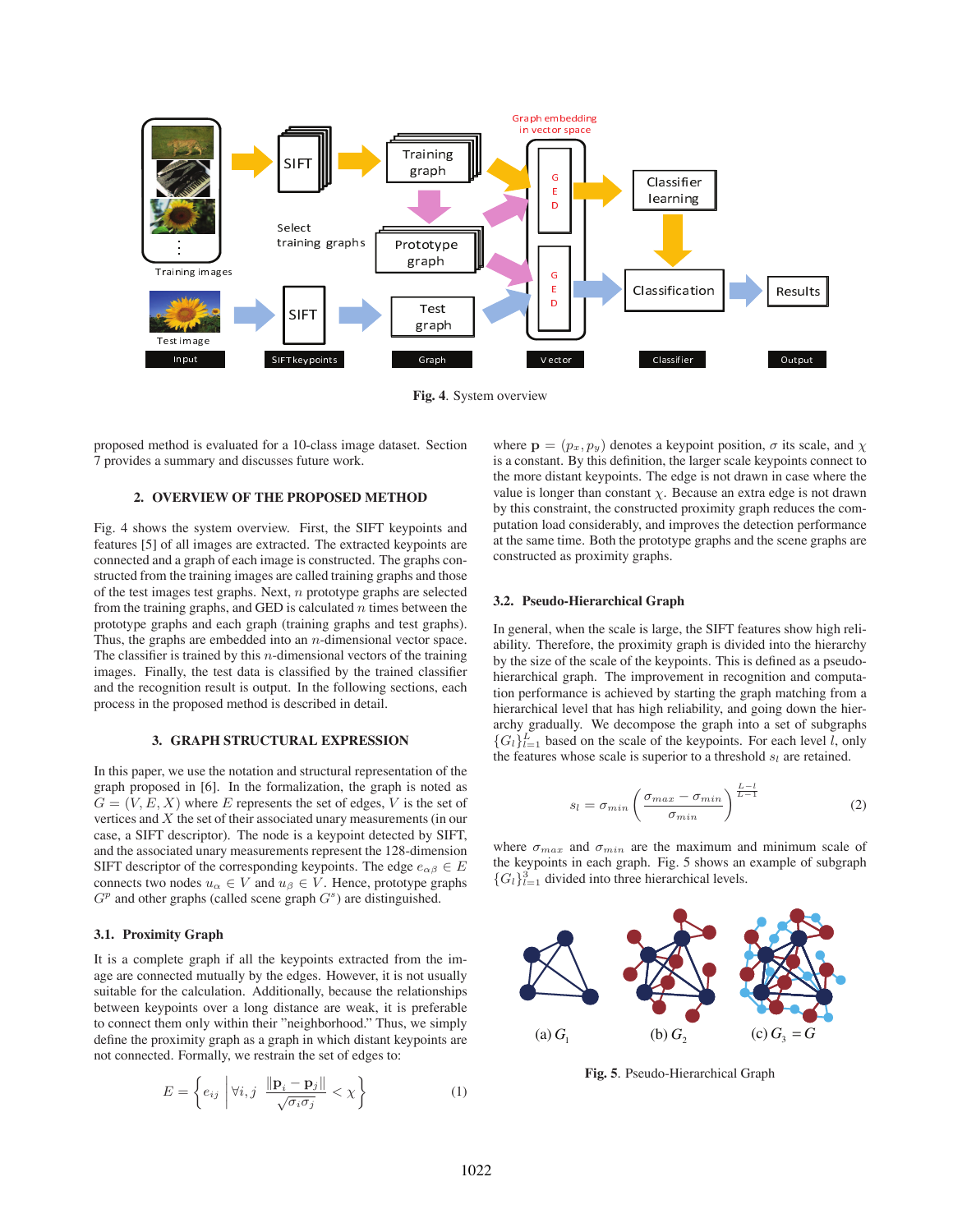Fig. 4. System overview

proposed method is evaluated for a 10-class image dataset. Section 7 provides a summary and discusses future work.

## 2. OVERVIEW OF THE PROPOSED METHOD

Fig. 4 shows the system overview. First, the SIFT keypoints and features [5] of all images are extracted. The extracted keypoints are connected and a graph of each image is constructed. The graphs constructed from the training images are called training graphs and those of the test images test graphs. Next, $n$ prototype graphs are selected from the training graphs, and GED is calculated $n$ times between the prototype graphs and each graph (training graphs and test graphs). Thus, the graphs are embedded into an $n$-dimensional vector space. The classifier is trained by this $n$-dimensional vectors of the training images. Finally, the test data is classified by the trained classifier and the recognition result is output. In the following sections, each process in the proposed method is described in detail.

## 3. GRAPH STRUCTURAL EXPRESSION

In this paper, we use the notation and structural representation of the graph proposed in [6]. In the formalization, the graph is noted as $G = (V, E, X)$ where $E$ represents the set of edges, $V$ is the set of vertices and $X$ the set of their associated unary measurements (in our case, a SIFT descriptor). The node is a keypoint detected by SIFT, and the associated unary measurements represent the 128-dimension SIFT descriptor of the corresponding keypoints. The edge $e_{\alpha\beta} \in E$ connects two nodes $u_\alpha \in V$ and $u_\beta \in V$. Hence, prototype graphs $G^p$ and other graphs (called scene graph $G^s$) are distinguished.

### 3.1. Proximity Graph

It is a complete graph if all the keypoints extracted from the image are connected mutually by the edges. However, it is not usually suitable for the calculation. Additionally, because the relationships between keypoints over a long distance are weak, it is preferable to connect them only within their "neighborhood." Thus, we simply define the proximity graph as a graph in which distant keypoints are not connected. Formally, we restrain the set of edges to:

$$E = \left\{ e_{ij} \middle| \forall i, j \;\; \frac{\|\mathbf{p}_i - \mathbf{p}_j\|}{\sqrt{\sigma_i \sigma_j}} < \chi \right\} \tag{1}$$

where $\mathbf{p} = (p_x, p_y)$ denotes a keypoint position, $\sigma$ its scale, and $\chi$ is a constant. By this definition, the larger scale keypoints connect to the more distant keypoints. The edge is not drawn in case where the value is longer than constant $\chi$. Because an extra edge is not drawn by this constraint, the constructed proximity graph reduces the computation load considerably, and improves the detection performance at the same time. Both the prototype graphs and the scene graphs are constructed as proximity graphs.

### 3.2. Pseudo-Hierarchical Graph

In general, when the scale is large, the SIFT features show high reliability. Therefore, the proximity graph is divided into the hierarchy by the size of the scale of the keypoints. This is defined as a pseudo-hierarchical graph. The improvement in recognition and computation performance is achieved by starting the graph matching from a hierarchical level that has high reliability, and going down the hierarchy gradually. We decompose the graph into a set of subgraphs $\{G_l\}_{l=1}^{L}$ based on the scale of the keypoints. For each level $l$, only the features whose scale is superior to a threshold $s_l$ are retained.

$$s_l = \sigma_{min} \left( \frac{\sigma_{max} - \sigma_{min}}{\sigma_{min}} \right)^{\frac{L-l}{L-1}} \tag{2}$$

where $\sigma_{max}$ and $\sigma_{min}$ are the maximum and minimum scale of the keypoints in each graph. Fig. 5 shows an example of subgraph $\{G_l\}_{l=1}^{3}$ divided into three hierarchical levels.

(a) $G_1$ (b) $G_2$ (c) $G_3 = G$

Fig. 5. Pseudo-Hierarchical Graph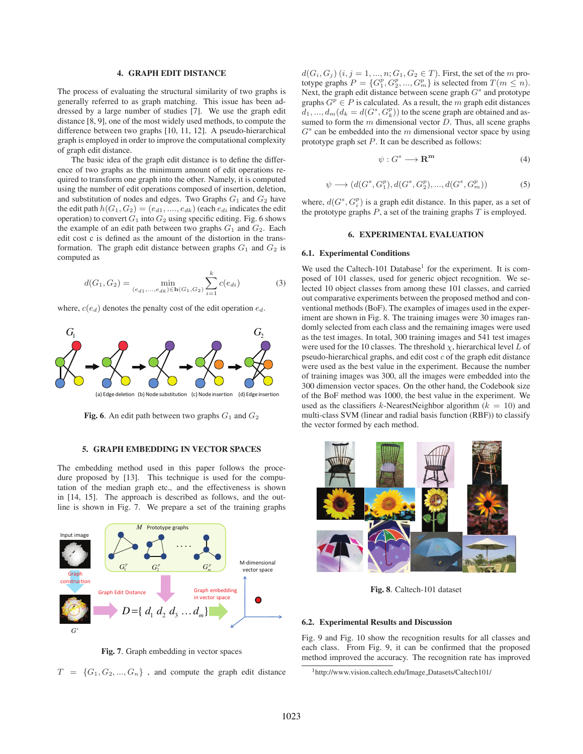## 4. GRAPH EDIT DISTANCE

The process of evaluating the structural similarity of two graphs is generally referred to as graph matching. This issue has been addressed by a large number of studies [7]. We use the graph edit distance [8, 9], one of the most widely used methods, to compute the difference between two graphs [10, 11, 12]. A pseudo-hierarchical graph is employed in order to improve the computational complexity of graph edit distance.

The basic idea of the graph edit distance is to define the difference of two graphs as the minimum amount of edit operations required to transform one graph into the other. Namely, it is computed using the number of edit operations composed of insertion, deletion, and substitution of nodes and edges. Two Graphs $G_1$ and $G_2$ have the edit path $h(G_1, G_2) = (e_{d1}, ...., e_{dk})$ (each $e_{di}$ indicates the edit operation) to convert $G_1$ into $G_2$ using specific editing. Fig. 6 shows the example of an edit path between two graphs $G_1$ and $G_2$. Each edit cost c is defined as the amount of the distortion in the transformation. The graph edit distance between graphs $G_1$ and $G_2$ is computed as

$$d(G_1, G_2) = \min_{(e_{d1},...,e_{dk}) \in \mathbf{h}(G_1,G_2)} \sum_{i=1}^{k} c(e_{di}) \tag{3}$$

where, $c(e_d)$ denotes the penalty cost of the edit operation $e_d$.

(a) Edge deletion (b) Node substitution (c) Node insertion (d) Edge insertion

**Fig. 6**. An edit path between two graphs $G_1$ and $G_2$

## 5. GRAPH EMBEDDING IN VECTOR SPACES

The embedding method used in this paper follows the procedure proposed by [13]. This technique is used for the computation of the median graph etc., and the effectiveness is shown in [14, 15]. The approach is described as follows, and the outline is shown in Fig. 7. We prepare a set of the training graphs

**Fig. 7**. Graph embedding in vector spaces

$T = \{G_1, G_2, ..., G_n\}$ , and compute the graph edit distance $d(G_i, G_j)$ $(i, j = 1, ..., n; G_1, G_2 \in T)$. First, the set of the $m$ prototype graphs $P = \{G_1^p, G_2^p, ..., G_m^p\}$ is selected from $T (m \leq n)$. Next, the graph edit distance between scene graph $G^s$ and prototype graphs $G^p \in P$ is calculated. As a result, the $m$ graph edit distances $d_1, ..., d_m (d_k = d(G^s, G_k^p))$ to the scene graph are obtained and assumed to form the $m$ dimensional vector $D$. Thus, all scene graphs $G^s$ can be embedded into the $m$ dimensional vector space by using prototype graph set $P$. It can be described as follows:

$$\psi : G^s \longrightarrow \mathbf{R^m} \tag{4}$$

$$\psi \longrightarrow (d(G^s, G_1^p), d(G^s, G_2^p), ..., d(G^s, G_m^p)) \tag{5}$$

where, $d(G^s, G_i^p)$ is a graph edit distance. In this paper, as a set of the prototype graphs $P$, a set of the training graphs $T$ is employed.

## 6. EXPERIMENTAL EVALUATION

### 6.1. Experimental Conditions

We used the Caltech-101 Database[1] for the experiment. It is composed of 101 classes, used for generic object recognition. We selected 10 object classes from among these 101 classes, and carried out comparative experiments between the proposed method and conventional methods (BoF). The examples of images used in the experiment are shown in Fig. 8. The training images were 30 images randomly selected from each class and the remaining images were used as the test images. In total, 300 training images and 541 test images were used for the 10 classes. The threshold $\chi$, hierarchical level $L$ of pseudo-hierarchical graphs, and edit cost $c$ of the graph edit distance were used as the best value in the experiment. Because the number of training images was 300, all the images were embedded into the 300 dimension vector spaces. On the other hand, the Codebook size of the BoF method was 1000, the best value in the experiment. We used as the classifiers $k$-NearestNeighbor algorithm ($k = 10$) and multi-class SVM (linear and radial basis function (RBF)) to classify the vector formed by each method.

**Fig. 8**. Caltech-101 dataset

### 6.2. Experimental Results and Discussion

Fig. 9 and Fig. 10 show the recognition results for all classes and each class. From Fig. 9, it can be confirmed that the proposed method improved the accuracy. The recognition rate has improved

[1] http://www.vision.caltech.edu/Image_Datasets/Caltech101/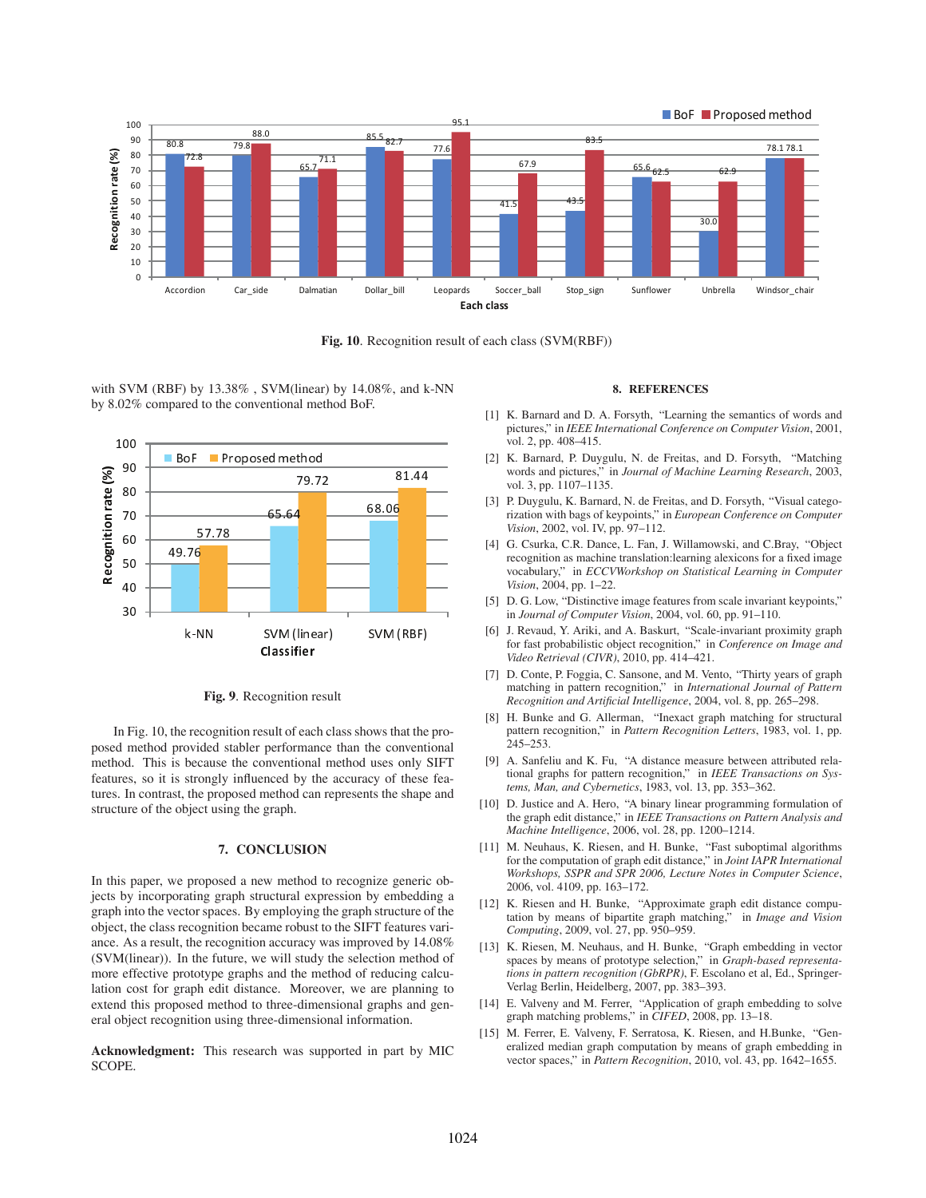BoF Proposed method

100
90
80
70
60
50
40
30
20
10
0

Recognition rate (%)

80.8 72.8 79.8 88.0 65.7 71.1 85.5 82.7 77.6 95.1 41.5 67.9 43.5 83.5 65.6 62.5 30.0 62.9 78.1 78.1

Accordion Car_side Dalmatian Dollar_bill Leopards Soccer_ball Stop_sign Sunflower Unbrella Windsor_chair

Each class

**Fig. 10**. Recognition result of each class (SVM(RBF))

with SVM (RBF) by 13.38% , SVM(linear) by 14.08%, and k-NN by 8.02% compared to the conventional method BoF.

BoF Proposed method

100
90
80
70
60
50
40
30

Recognition rate (%)

49.76 57.78 65.64 79.72 68.06 81.44

k-NN SVM (linear) SVM (RBF)

Classifier

**Fig. 9**. Recognition result

In Fig. 10, the recognition result of each class shows that the proposed method provided stabler performance than the conventional method. This is because the conventional method uses only SIFT features, so it is strongly influenced by the accuracy of these features. In contrast, the proposed method can represents the shape and structure of the object using the graph.

## 7. CONCLUSION

In this paper, we proposed a new method to recognize generic objects by incorporating graph structural expression by embedding a graph into the vector spaces. By employing the graph structure of the object, the class recognition became robust to the SIFT features variance. As a result, the recognition accuracy was improved by 14.08% (SVM(linear)). In the future, we will study the selection method of more effective prototype graphs and the method of reducing calculation cost for graph edit distance. Moreover, we are planning to extend this proposed method to three-dimensional graphs and general object recognition using three-dimensional information.

**Acknowledgment:** This research was supported in part by MIC SCOPE.

## 8. REFERENCES

[1] K. Barnard and D. A. Forsyth, "Learning the semantics of words and pictures," in *IEEE International Conference on Computer Vision*, 2001, vol. 2, pp. 408–415.

[2] K. Barnard, P. Duygulu, K. de Freitas, and D. Forsyth, "Matching words and pictures," in *Journal of Machine Learning Research*, 2003, vol. 3, pp. 1107–1135.

[3] P. Duygulu, K. Barnard, K. de Freitas, and D. Forsyth, "Visual categorization with bags of keypoints," in *European Conference on Computer Vision*, 2002, vol. IV, pp. 97–112.

[4] G. Csurka, C.R. Dance, L. Fan, J. Willamowski, and C.Bray, "Object recognition as machine translation:learning alexicons for a fixed image vocabulary," in *ECCVWorkshop on Statistical Learning in Computer Vision*, 2004, pp. 1–22.

[5] D. G. Low, "Distinctive image features from scale invariant keypoints," in *Journal of Computer Vision*, 2004, vol. 60, pp. 91–110.

[6] J. Revaud, Y. Ariki, and A. Baskurt, "Scale-invariant proximity graph for fast probabilistic object recognition," in *Conference on Image and Video Retrieval (CIVR)*, 2010, pp. 414–421.

[7] D. Conte, P. Foggia, C. Sansone, and M. Vento, "Thirty years of graph matching in pattern recognition," in *International Journal of Pattern Recognition and Artificial Intelligence*, 2004, vol. 8, pp. 265–298.

[8] H. Bunke and G. Allerman, "Inexact graph matching for structural pattern recognition," in *Pattern Recognition Letters*, 1983, vol. 1, pp. 245–253.

[9] A. Sanfeliu and K. Fu, "A distance measure between attributed relational graphs for pattern recognition," in *IEEE Transactions on Systems, Man, and Cybernetics*, 1983, vol. 13, pp. 353–362.

[10] D. Justice and A. Hero, "A binary linear programming formulation of the graph edit distance," in *IEEE Transactions on Pattern Analysis and Machine Intelligence*, 2006, vol. 28, pp. 1200–1214.

[11] M. Neuhaus, K. Riesen, and H. Bunke, "Fast suboptimal algorithms for the computation of graph edit distance," in *Joint IAPR International Workshops, SSPR and SPR 2006, Lecture Notes in Computer Science*, 2006, vol. 4109, pp. 163–172.

[12] K. Riesen and H. Bunke, "Approximate graph edit distance computation by means of bipartite graph matching," in *Image and Vision Computing*, 2009, vol. 27, pp. 950–959.

[13] K. Riesen, M. Neuhaus, and H. Bunke, "Graph embedding in vector spaces by means of prototype selection," in *Graph-based representations in pattern recognition (GbRPR)*, F. Escolano et al, Ed., Springer-Verlag Berlin, Heidelberg, 2007, pp. 383–393.

[14] E. Valveny and M. Ferrer, "Application of graph embedding to solve graph matching problems," in *CIFED*, 2008, pp. 13–18.

[15] M. Ferrer, E. Valveny, F. Serratosa, K. Riesen, and H.Bunke, "Generalized median graph computation by means of graph embedding in vector spaces," in *Pattern Recognition*, 2010, vol. 43, pp. 1642–1655.